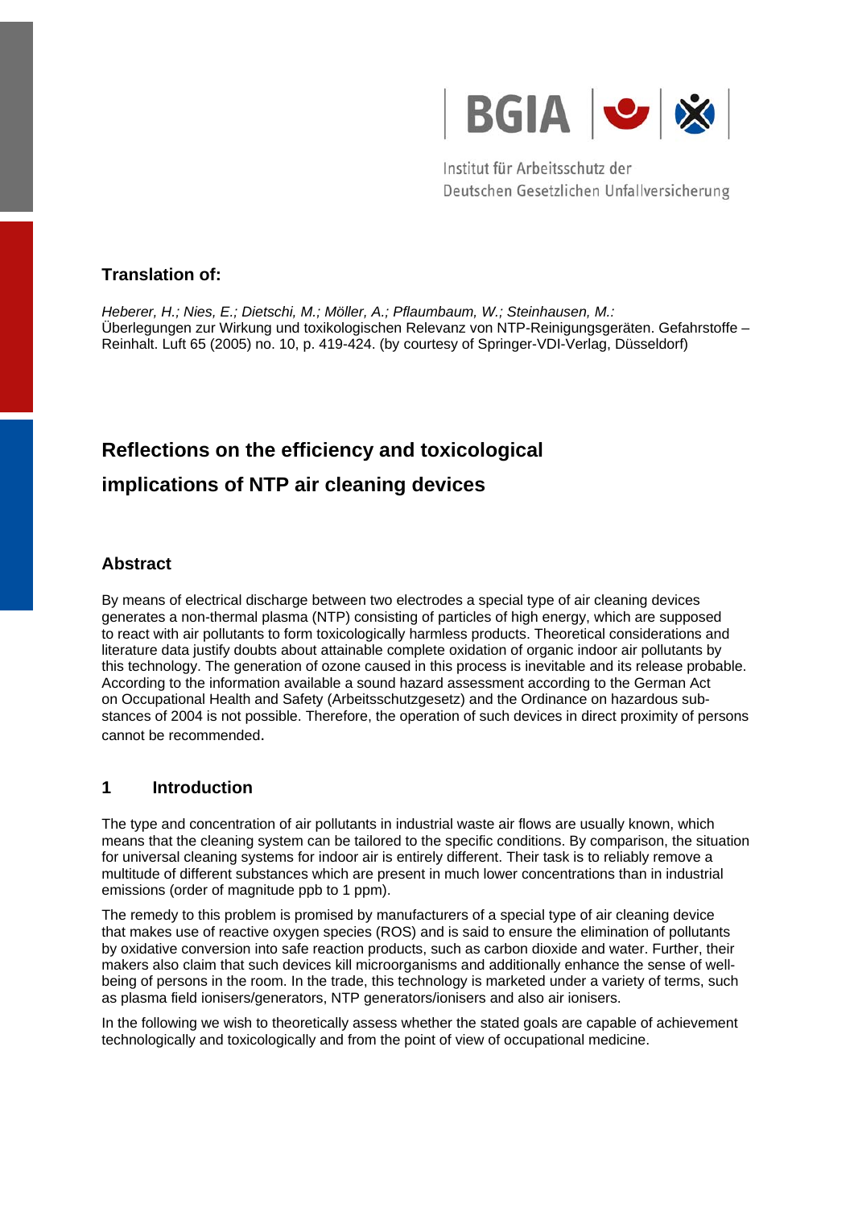BGIA

Institut für Arbeitsschutz der Deutschen Gesetzlichen Unfallversicherung

**Translation of:**

*Heberer, H.; Nies, E.; Dietschi, M.; Möller, A.; Pflaumbaum, W.; Steinhausen, M.:* Überlegungen zur Wirkung und toxikologischen Relevanz von NTP-Reinigungsgeräten. Gefahrstoffe – Reinhalt. Luft 65 (2005) no. 10, p. 419-424. (by courtesy of Springer-VDI-Verlag, Düsseldorf)

# Reflections on the efficiency and toxicological implications of NTP air cleaning devices

## Abstract

By means of electrical discharge between two electrodes a special type of air cleaning devices generates a non-thermal plasma (NTP) consisting of particles of high energy, which are supposed to react with air pollutants to form toxicologically harmless products. Theoretical considerations and literature data justify doubts about attainable complete oxidation of organic indoor air pollutants by this technology. The generation of ozone caused in this process is inevitable and its release probable. According to the information available a sound hazard assessment according to the German Act on Occupational Health and Safety (Arbeitsschutzgesetz) and the Ordinance on hazardous substances of 2004 is not possible. Therefore, the operation of such devices in direct proximity of persons cannot be recommended.

## 1 Introduction

The type and concentration of air pollutants in industrial waste air flows are usually known, which means that the cleaning system can be tailored to the specific conditions. By comparison, the situation for universal cleaning systems for indoor air is entirely different. Their task is to reliably remove a multitude of different substances which are present in much lower concentrations than in industrial emissions (order of magnitude ppb to 1 ppm).

The remedy to this problem is promised by manufacturers of a special type of air cleaning device that makes use of reactive oxygen species (ROS) and is said to ensure the elimination of pollutants by oxidative conversion into safe reaction products, such as carbon dioxide and water. Further, their makers also claim that such devices kill microorganisms and additionally enhance the sense of well-being of persons in the room. In the trade, this technology is marketed under a variety of terms, such as plasma field ionisers/generators, NTP generators/ionisers and also air ionisers.

In the following we wish to theoretically assess whether the stated goals are capable of achievement technologically and toxicologically and from the point of view of occupational medicine.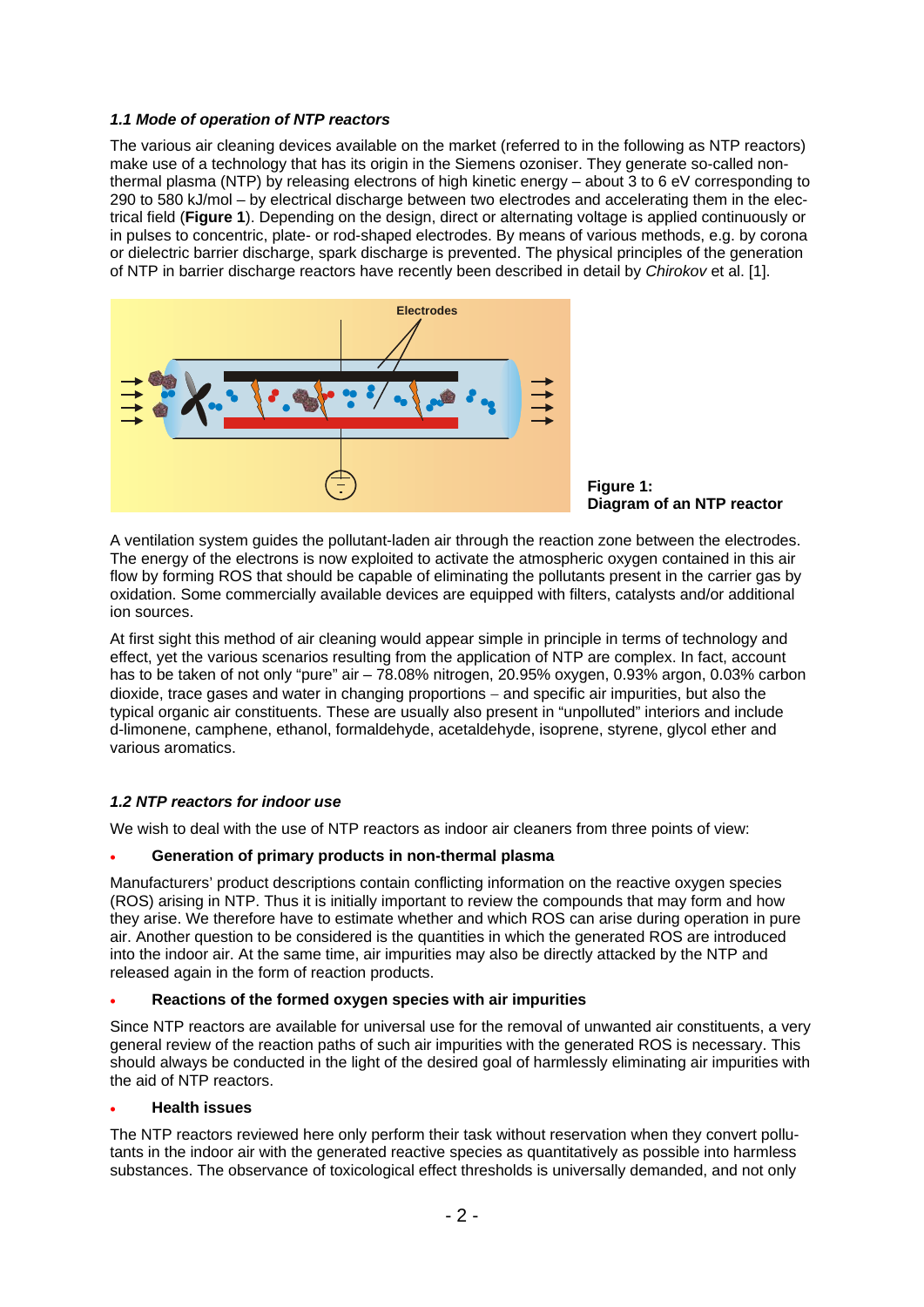### *1.1 Mode of operation of NTP reactors*

The various air cleaning devices available on the market (referred to in the following as NTP reactors) make use of a technology that has its origin in the Siemens ozoniser. They generate so-called non-thermal plasma (NTP) by releasing electrons of high kinetic energy – about 3 to 6 eV corresponding to 290 to 580 kJ/mol – by electrical discharge between two electrodes and accelerating them in the electrical field (**Figure 1**). Depending on the design, direct or alternating voltage is applied continuously or in pulses to concentric, plate- or rod-shaped electrodes. By means of various methods, e.g. by corona or dielectric barrier discharge, spark discharge is prevented. The physical principles of the generation of NTP in barrier discharge reactors have recently been described in detail by *Chirokov* et al. [1].

**Figure 1: Diagram of an NTP reactor**

A ventilation system guides the pollutant-laden air through the reaction zone between the electrodes. The energy of the electrons is now exploited to activate the atmospheric oxygen contained in this air flow by forming ROS that should be capable of eliminating the pollutants present in the carrier gas by oxidation. Some commercially available devices are equipped with filters, catalysts and/or additional ion sources.

At first sight this method of air cleaning would appear simple in principle in terms of technology and effect, yet the various scenarios resulting from the application of NTP are complex. In fact, account has to be taken of not only "pure" air – 78.08% nitrogen, 20.95% oxygen, 0.93% argon, 0.03% carbon dioxide, trace gases and water in changing proportions – and specific air impurities, but also the typical organic air constituents. These are usually also present in "unpolluted" interiors and include d-limonene, camphene, ethanol, formaldehyde, acetaldehyde, isoprene, styrene, glycol ether and various aromatics.

### *1.2 NTP reactors for indoor use*

We wish to deal with the use of NTP reactors as indoor air cleaners from three points of view:

- **Generation of primary products in non-thermal plasma**

Manufacturers' product descriptions contain conflicting information on the reactive oxygen species (ROS) arising in NTP. Thus it is initially important to review the compounds that may form and how they arise. We therefore have to estimate whether and which ROS can arise during operation in pure air. Another question to be considered is the quantities in which the generated ROS are introduced into the indoor air. At the same time, air impurities may also be directly attacked by the NTP and released again in the form of reaction products.

- **Reactions of the formed oxygen species with air impurities**

Since NTP reactors are available for universal use for the removal of unwanted air constituents, a very general review of the reaction paths of such air impurities with the generated ROS is necessary. This should always be conducted in the light of the desired goal of harmlessly eliminating air impurities with the aid of NTP reactors.

- **Health issues**

The NTP reactors reviewed here only perform their task without reservation when they convert pollutants in the indoor air with the generated reactive species as quantitatively as possible into harmless substances. The observance of toxicological effect thresholds is universally demanded, and not only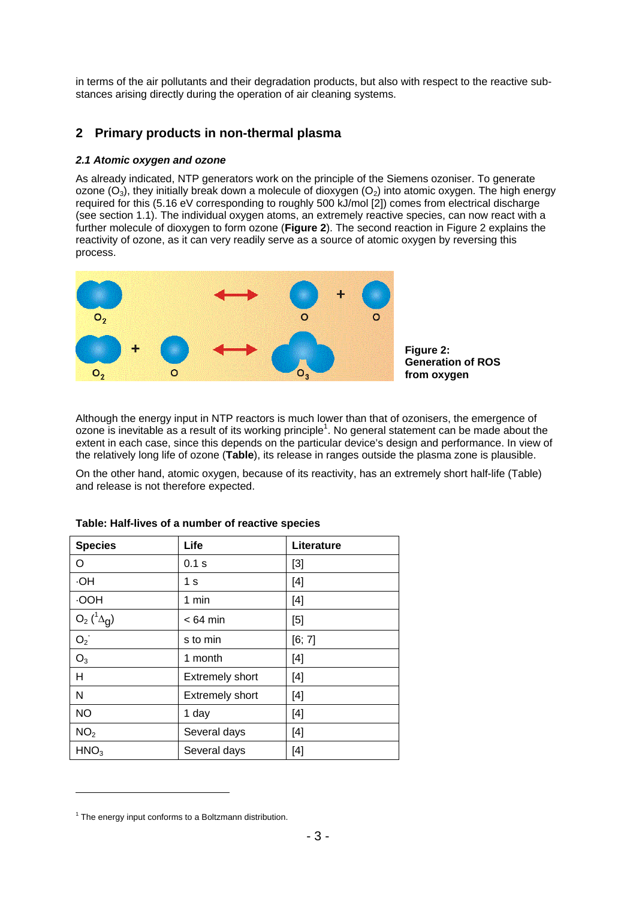in terms of the air pollutants and their degradation products, but also with respect to the reactive substances arising directly during the operation of air cleaning systems.

## 2 Primary products in non-thermal plasma

### *2.1 Atomic oxygen and ozone*

As already indicated, NTP generators work on the principle of the Siemens ozoniser. To generate ozone ($O_3$), they initially break down a molecule of dioxygen ($O_2$) into atomic oxygen. The high energy required for this (5.16 eV corresponding to roughly 500 kJ/mol [2]) comes from electrical discharge (see section 1.1). The individual oxygen atoms, an extremely reactive species, can now react with a further molecule of dioxygen to form ozone (**Figure 2**). The second reaction in Figure 2 explains the reactivity of ozone, as it can very readily serve as a source of atomic oxygen by reversing this process.

**Figure 2: Generation of ROS from oxygen**

Although the energy input in NTP reactors is much lower than that of ozonisers, the emergence of ozone is inevitable as a result of its working principle[1]. No general statement can be made about the extent in each case, since this depends on the particular device's design and performance. In view of the relatively long life of ozone (**Table**), its release in ranges outside the plasma zone is plausible.

On the other hand, atomic oxygen, because of its reactivity, has an extremely short half-life (Table) and release is not therefore expected.

**Table: Half-lives of a number of reactive species**

| Species | Life | Literature |
|---|---|---|
| O | 0.1 s | [3] |
| ·OH | 1 s | [4] |
| ·OOH | 1 min | [4] |
| $O_2$ ($^1\Delta_g$) | < 64 min | [5] |
| $O_2^-$ | s to min | [6; 7] |
| $O_3$ | 1 month | [4] |
| H | Extremely short | [4] |
| N | Extremely short | [4] |
| NO | 1 day | [4] |
| $NO_2$ | Several days | [4] |
| $HNO_3$ | Several days | [4] |

[1] The energy input conforms to a Boltzmann distribution.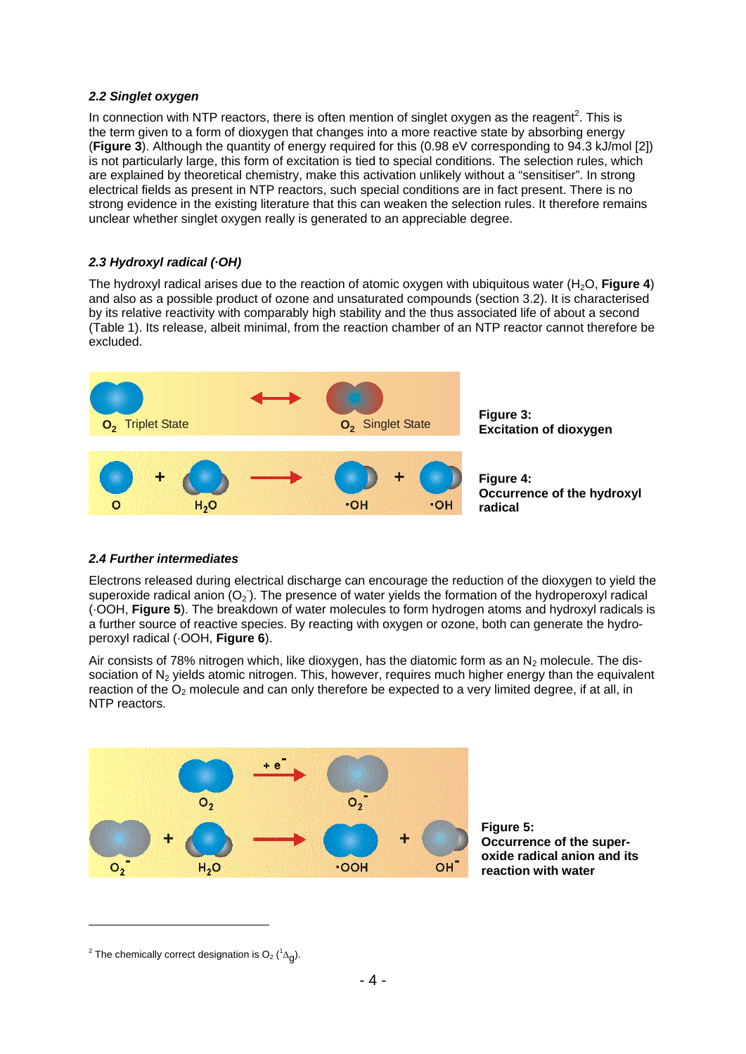### *2.2 Singlet oxygen*

In connection with NTP reactors, there is often mention of singlet oxygen as the reagent[2]. This is the term given to a form of dioxygen that changes into a more reactive state by absorbing energy (**Figure 3**). Although the quantity of energy required for this (0.98 eV corresponding to 94.3 kJ/mol [2]) is not particularly large, this form of excitation is tied to special conditions. The selection rules, which are explained by theoretical chemistry, make this activation unlikely without a "sensitiser". In strong electrical fields as present in NTP reactors, such special conditions are in fact present. There is no strong evidence in the existing literature that this can weaken the selection rules. It therefore remains unclear whether singlet oxygen really is generated to an appreciable degree.

### *2.3 Hydroxyl radical (·OH)*

The hydroxyl radical arises due to the reaction of atomic oxygen with ubiquitous water ($H_2O$, **Figure 4**) and also as a possible product of ozone and unsaturated compounds (section 3.2). It is characterised by its relative reactivity with comparably high stability and the thus associated life of about a second (Table 1). Its release, albeit minimal, from the reaction chamber of an NTP reactor cannot therefore be excluded.

$O_2$ Triplet State ⟷ $O_2$ Singlet State

**Figure 3: Excitation of dioxygen**

O + $H_2O$ → ·OH + ·OH

**Figure 4: Occurrence of the hydroxyl radical**

### *2.4 Further intermediates*

Electrons released during electrical discharge can encourage the reduction of the dioxygen to yield the superoxide radical anion ($O_2^-$). The presence of water yields the formation of the hydroperoxyl radical (·OOH, **Figure 5**). The breakdown of water molecules to form hydrogen atoms and hydroxyl radicals is a further source of reactive species. By reacting with oxygen or ozone, both can generate the hydroperoxyl radical (·OOH, **Figure 6**).

Air consists of 78% nitrogen which, like dioxygen, has the diatomic form as an $N_2$ molecule. The dissociation of $N_2$ yields atomic nitrogen. This, however, requires much higher energy than the equivalent reaction of the $O_2$ molecule and can only therefore be expected to a very limited degree, if at all, in NTP reactors.

$O_2$ + e⁻ → $O_2^-$

$O_2^-$ + $H_2O$ → ·OOH + $OH^-$

**Figure 5: Occurrence of the superoxide radical anion and its reaction with water**

[2] The chemically correct designation is $O_2$ ($^1\Delta_g$).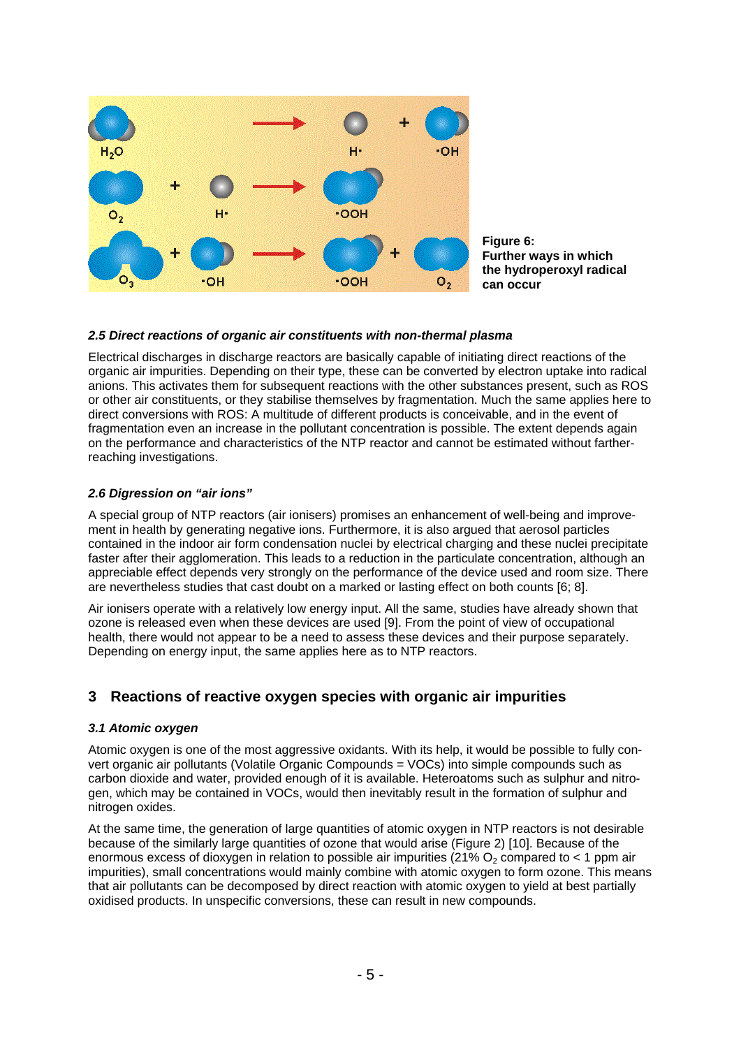Figure 6: Further ways in which the hydroperoxyl radical can occur

### *2.5 Direct reactions of organic air constituents with non-thermal plasma*

Electrical discharges in discharge reactors are basically capable of initiating direct reactions of the organic air impurities. Depending on their type, these can be converted by electron uptake into radical anions. This activates them for subsequent reactions with the other substances present, such as ROS or other air constituents, or they stabilise themselves by fragmentation. Much the same applies here to direct conversions with ROS: A multitude of different products is conceivable, and in the event of fragmentation even an increase in the pollutant concentration is possible. The extent depends again on the performance and characteristics of the NTP reactor and cannot be estimated without farther-reaching investigations.

### *2.6 Digression on "air ions"*

A special group of NTP reactors (air ionisers) promises an enhancement of well-being and improvement in health by generating negative ions. Furthermore, it is also argued that aerosol particles contained in the indoor air form condensation nuclei by electrical charging and these nuclei precipitate faster after their agglomeration. This leads to a reduction in the particulate concentration, although an appreciable effect depends very strongly on the performance of the device used and room size. There are nevertheless studies that cast doubt on a marked or lasting effect on both counts [6; 8].

Air ionisers operate with a relatively low energy input. All the same, studies have already shown that ozone is released even when these devices are used [9]. From the point of view of occupational health, there would not appear to be a need to assess these devices and their purpose separately. Depending on energy input, the same applies here as to NTP reactors.

## 3 Reactions of reactive oxygen species with organic air impurities

### *3.1 Atomic oxygen*

Atomic oxygen is one of the most aggressive oxidants. With its help, it would be possible to fully convert organic air pollutants (Volatile Organic Compounds = VOCs) into simple compounds such as carbon dioxide and water, provided enough of it is available. Heteroatoms such as sulphur and nitrogen, which may be contained in VOCs, would then inevitably result in the formation of sulphur and nitrogen oxides.

At the same time, the generation of large quantities of atomic oxygen in NTP reactors is not desirable because of the similarly large quantities of ozone that would arise (Figure 2) [10]. Because of the enormous excess of dioxygen in relation to possible air impurities (21% $O_2$ compared to < 1 ppm air impurities), small concentrations would mainly combine with atomic oxygen to form ozone. This means that air pollutants can be decomposed by direct reaction with atomic oxygen to yield at best partially oxidised products. In unspecific conversions, these can result in new compounds.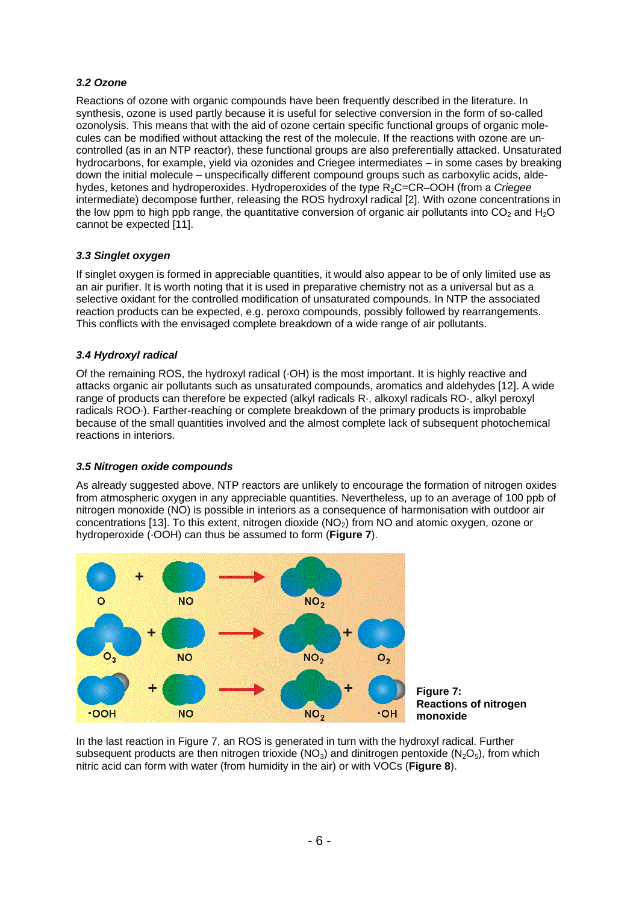### *3.2 Ozone*

Reactions of ozone with organic compounds have been frequently described in the literature. In synthesis, ozone is used partly because it is useful for selective conversion in the form of so-called ozonolysis. This means that with the aid of ozone certain specific functional groups of organic molecules can be modified without attacking the rest of the molecule. If the reactions with ozone are uncontrolled (as in an NTP reactor), these functional groups are also preferentially attacked. Unsaturated hydrocarbons, for example, yield via ozonides and Criegee intermediates – in some cases by breaking down the initial molecule – unspecifically different compound groups such as carboxylic acids, aldehydes, ketones and hydroperoxides. Hydroperoxides of the type $R_2C{=}CR{-}OOH$ (from a *Criegee* intermediate) decompose further, releasing the ROS hydroxyl radical [2]. With ozone concentrations in the low ppm to high ppb range, the quantitative conversion of organic air pollutants into $CO_2$ and $H_2O$ cannot be expected [11].

### *3.3 Singlet oxygen*

If singlet oxygen is formed in appreciable quantities, it would also appear to be of only limited use as an air purifier. It is worth noting that it is used in preparative chemistry not as a universal but as a selective oxidant for the controlled modification of unsaturated compounds. In NTP the associated reaction products can be expected, e.g. peroxo compounds, possibly followed by rearrangements. This conflicts with the envisaged complete breakdown of a wide range of air pollutants.

### *3.4 Hydroxyl radical*

Of the remaining ROS, the hydroxyl radical (·OH) is the most important. It is highly reactive and attacks organic air pollutants such as unsaturated compounds, aromatics and aldehydes [12]. A wide range of products can therefore be expected (alkyl radicals R·, alkoxyl radicals RO·, alkyl peroxyl radicals ROO·). Farther-reaching or complete breakdown of the primary products is improbable because of the small quantities involved and the almost complete lack of subsequent photochemical reactions in interiors.

### *3.5 Nitrogen oxide compounds*

As already suggested above, NTP reactors are unlikely to encourage the formation of nitrogen oxides from atmospheric oxygen in any appreciable quantities. Nevertheless, up to an average of 100 ppb of nitrogen monoxide (NO) is possible in interiors as a consequence of harmonisation with outdoor air concentrations [13]. To this extent, nitrogen dioxide ($NO_2$) from NO and atomic oxygen, ozone or hydroperoxide (·OOH) can thus be assumed to form (**Figure 7**).

$$O + NO \rightarrow NO_2$$

$$O_3 + NO \rightarrow NO_2 + O_2$$

$$\cdot OOH + NO \rightarrow NO_2 + \cdot OH$$

**Figure 7: Reactions of nitrogen monoxide**

In the last reaction in Figure 7, an ROS is generated in turn with the hydroxyl radical. Further subsequent products are then nitrogen trioxide ($NO_3$) and dinitrogen pentoxide ($N_2O_5$), from which nitric acid can form with water (from humidity in the air) or with VOCs (**Figure 8**).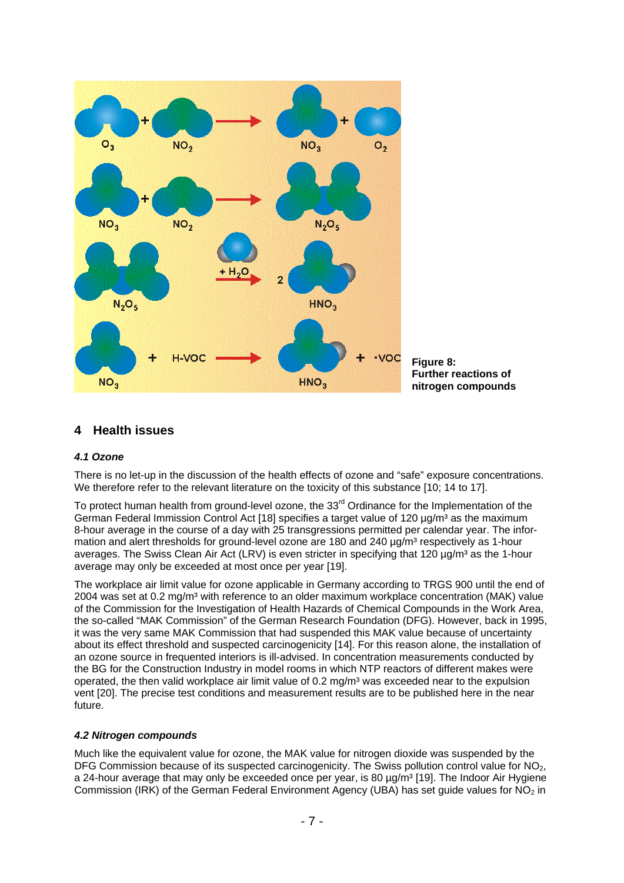**Figure 8:**
**Further reactions of nitrogen compounds**

## 4 Health issues

### *4.1 Ozone*

There is no let-up in the discussion of the health effects of ozone and "safe" exposure concentrations. We therefore refer to the relevant literature on the toxicity of this substance [10; 14 to 17].

To protect human health from ground-level ozone, the 33rd Ordinance for the Implementation of the German Federal Immission Control Act [18] specifies a target value of 120 µg/m³ as the maximum 8-hour average in the course of a day with 25 transgressions permitted per calendar year. The information and alert thresholds for ground-level ozone are 180 and 240 µg/m³ respectively as 1-hour averages. The Swiss Clean Air Act (LRV) is even stricter in specifying that 120 µg/m³ as the 1-hour average may only be exceeded at most once per year [19].

The workplace air limit value for ozone applicable in Germany according to TRGS 900 until the end of 2004 was set at 0.2 mg/m³ with reference to an older maximum workplace concentration (MAK) value of the Commission for the Investigation of Health Hazards of Chemical Compounds in the Work Area, the so-called "MAK Commission" of the German Research Foundation (DFG). However, back in 1995, it was the very same MAK Commission that had suspended this MAK value because of uncertainty about its effect threshold and suspected carcinogenicity [14]. For this reason alone, the installation of an ozone source in frequented interiors is ill-advised. In concentration measurements conducted by the BG for the Construction Industry in model rooms in which NTP reactors of different makes were operated, the then valid workplace air limit value of 0.2 mg/m³ was exceeded near to the expulsion vent [20]. The precise test conditions and measurement results are to be published here in the near future.

### *4.2 Nitrogen compounds*

Much like the equivalent value for ozone, the MAK value for nitrogen dioxide was suspended by the DFG Commission because of its suspected carcinogenicity. The Swiss pollution control value for $NO_2$, a 24-hour average that may only be exceeded once per year, is 80 µg/m³ [19]. The Indoor Air Hygiene Commission (IRK) of the German Federal Environment Agency (UBA) has set guide values for $NO_2$ in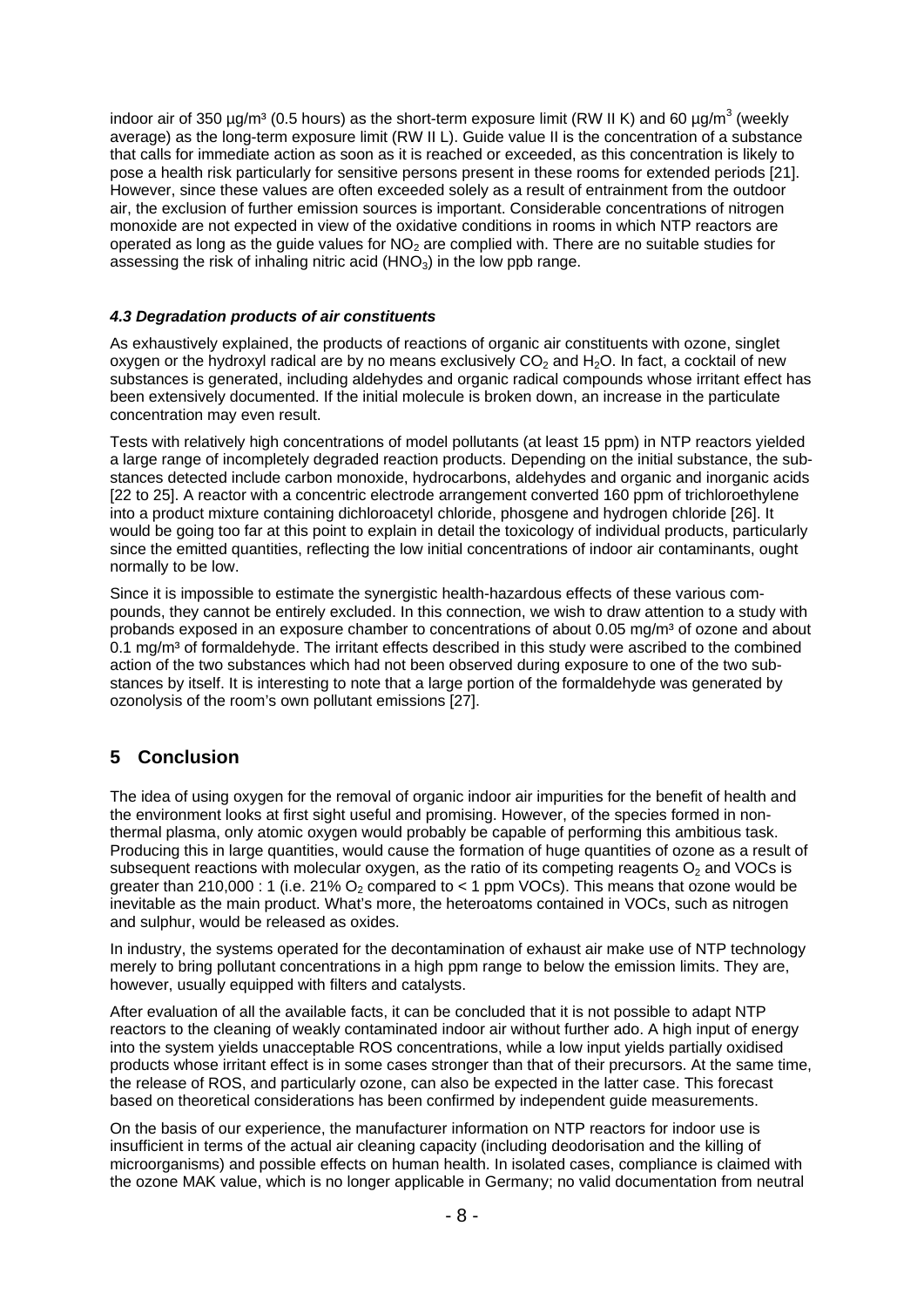indoor air of 350 µg/m³ (0.5 hours) as the short-term exposure limit (RW II K) and 60 µg/m³ (weekly average) as the long-term exposure limit (RW II L). Guide value II is the concentration of a substance that calls for immediate action as soon as it is reached or exceeded, as this concentration is likely to pose a health risk particularly for sensitive persons present in these rooms for extended periods [21]. However, since these values are often exceeded solely as a result of entrainment from the outdoor air, the exclusion of further emission sources is important. Considerable concentrations of nitrogen monoxide are not expected in view of the oxidative conditions in rooms in which NTP reactors are operated as long as the guide values for $NO_2$ are complied with. There are no suitable studies for assessing the risk of inhaling nitric acid ($HNO_3$) in the low ppb range.

#### *4.3 Degradation products of air constituents*

As exhaustively explained, the products of reactions of organic air constituents with ozone, singlet oxygen or the hydroxyl radical are by no means exclusively $CO_2$ and $H_2O$. In fact, a cocktail of new substances is generated, including aldehydes and organic radical compounds whose irritant effect has been extensively documented. If the initial molecule is broken down, an increase in the particulate concentration may even result.

Tests with relatively high concentrations of model pollutants (at least 15 ppm) in NTP reactors yielded a large range of incompletely degraded reaction products. Depending on the initial substance, the substances detected include carbon monoxide, hydrocarbons, aldehydes and organic and inorganic acids [22 to 25]. A reactor with a concentric electrode arrangement converted 160 ppm of trichloroethylene into a product mixture containing dichloroacetyl chloride, phosgene and hydrogen chloride [26]. It would be going too far at this point to explain in detail the toxicology of individual products, particularly since the emitted quantities, reflecting the low initial concentrations of indoor air contaminants, ought normally to be low.

Since it is impossible to estimate the synergistic health-hazardous effects of these various compounds, they cannot be entirely excluded. In this connection, we wish to draw attention to a study with probands exposed in an exposure chamber to concentrations of about 0.05 mg/m³ of ozone and about 0.1 mg/m³ of formaldehyde. The irritant effects described in this study were ascribed to the combined action of the two substances which had not been observed during exposure to one of the two substances by itself. It is interesting to note that a large portion of the formaldehyde was generated by ozonolysis of the room's own pollutant emissions [27].

## 5 Conclusion

The idea of using oxygen for the removal of organic indoor air impurities for the benefit of health and the environment looks at first sight useful and promising. However, of the species formed in non-thermal plasma, only atomic oxygen would probably be capable of performing this ambitious task. Producing this in large quantities, would cause the formation of huge quantities of ozone as a result of subsequent reactions with molecular oxygen, as the ratio of its competing reagents $O_2$ and VOCs is greater than 210,000 : 1 (i.e. 21% $O_2$ compared to < 1 ppm VOCs). This means that ozone would be inevitable as the main product. What's more, the heteroatoms contained in VOCs, such as nitrogen and sulphur, would be released as oxides.

In industry, the systems operated for the decontamination of exhaust air make use of NTP technology merely to bring pollutant concentrations in a high ppm range to below the emission limits. They are, however, usually equipped with filters and catalysts.

After evaluation of all the available facts, it can be concluded that it is not possible to adapt NTP reactors to the cleaning of weakly contaminated indoor air without further ado. A high input of energy into the system yields unacceptable ROS concentrations, while a low input yields partially oxidised products whose irritant effect is in some cases stronger than that of their precursors. At the same time, the release of ROS, and particularly ozone, can also be expected in the latter case. This forecast based on theoretical considerations has been confirmed by independent guide measurements.

On the basis of our experience, the manufacturer information on NTP reactors for indoor use is insufficient in terms of the actual air cleaning capacity (including deodorisation and the killing of microorganisms) and possible effects on human health. In isolated cases, compliance is claimed with the ozone MAK value, which is no longer applicable in Germany; no valid documentation from neutral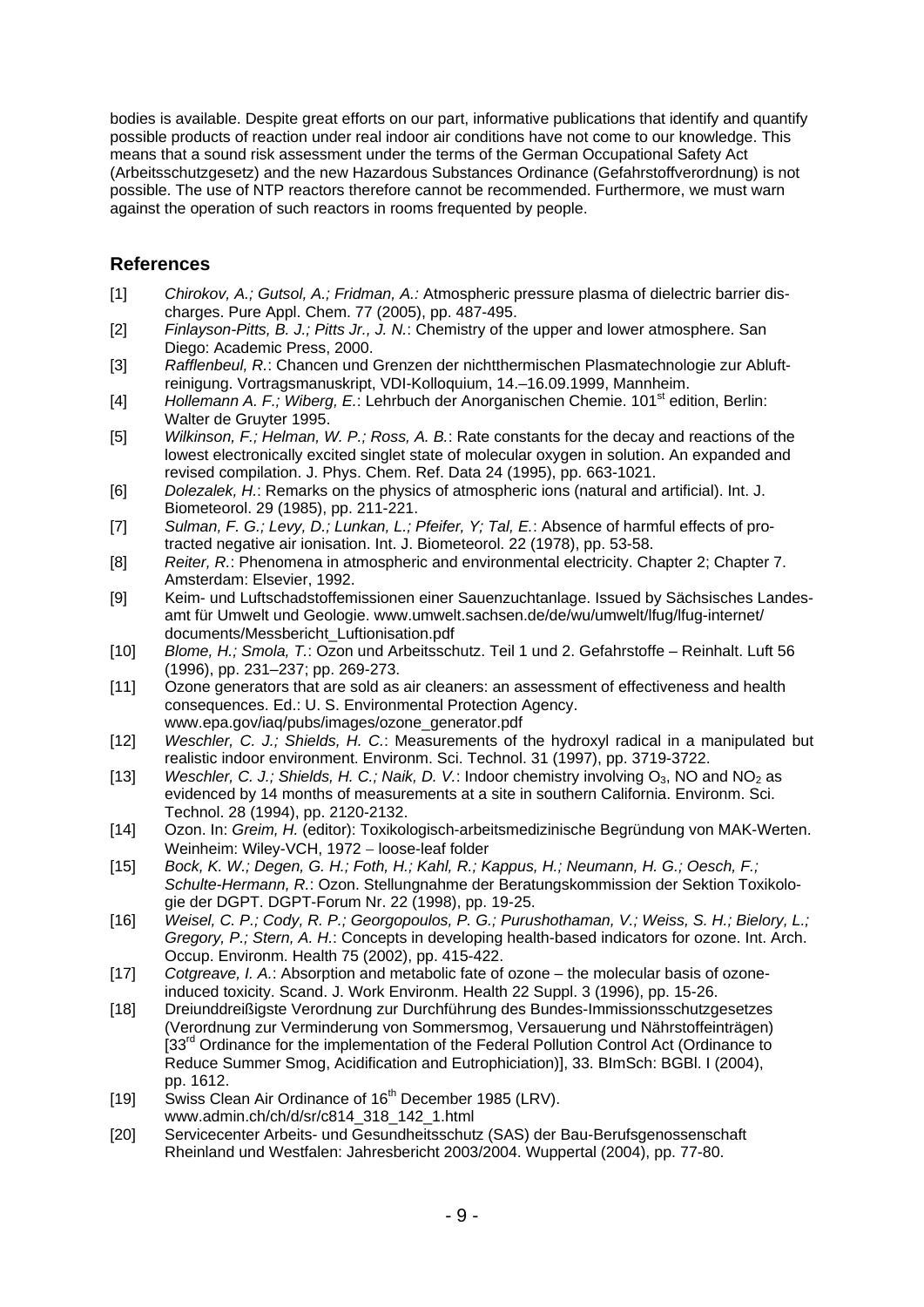bodies is available. Despite great efforts on our part, informative publications that identify and quantify possible products of reaction under real indoor air conditions have not come to our knowledge. This means that a sound risk assessment under the terms of the German Occupational Safety Act (Arbeitsschutzgesetz) and the new Hazardous Substances Ordinance (Gefahrstoffverordnung) is not possible. The use of NTP reactors therefore cannot be recommended. Furthermore, we must warn against the operation of such reactors in rooms frequented by people.

## References

[1] *Chirokov, A.; Gutsol, A.; Fridman, A.:* Atmospheric pressure plasma of dielectric barrier discharges. Pure Appl. Chem. 77 (2005), pp. 487-495.

[2] *Finlayson-Pitts, B. J.; Pitts Jr., J. N.*: Chemistry of the upper and lower atmosphere. San Diego: Academic Press, 2000.

[3] *Rafflenbeul, R.*: Chancen und Grenzen der nichtthermischen Plasmatechnologie zur Abluftreinigung. Vortragsmanuskript, VDI-Kolloquium, 14.–16.09.1999, Mannheim.

[4] *Hollemann A. F.; Wiberg, E.*: Lehrbuch der Anorganischen Chemie. 101st edition, Berlin: Walter de Gruyter 1995.

[5] *Wilkinson, F.; Helman, W. P.; Ross, A. B.*: Rate constants for the decay and reactions of the lowest electronically excited singlet state of molecular oxygen in solution. An expanded and revised compilation. J. Phys. Chem. Ref. Data 24 (1995), pp. 663-1021.

[6] *Dolezalek, H.*: Remarks on the physics of atmospheric ions (natural and artificial). Int. J. Biometeorol. 29 (1985), pp. 211-221.

[7] *Sulman, F. G.; Levy, D.; Lunkan, L.; Pfeifer, Y; Tal, E.*: Absence of harmful effects of protracted negative air ionisation. Int. J. Biometeorol. 22 (1978), pp. 53-58.

[8] *Reiter, R.*: Phenomena in atmospheric and environmental electricity. Chapter 2; Chapter 7. Amsterdam: Elsevier, 1992.

[9] Keim- und Luftschadstoffemissionen einer Sauenzuchtanlage. Issued by Sächsisches Landesamt für Umwelt und Geologie. www.umwelt.sachsen.de/de/wu/umwelt/lfug/lfug-internet/documents/Messbericht_Luftionisation.pdf

[10] *Blome, H.; Smola, T.*: Ozon und Arbeitsschutz. Teil 1 und 2. Gefahrstoffe – Reinhalt. Luft 56 (1996), pp. 231–237; pp. 269-273.

[11] Ozone generators that are sold as air cleaners: an assessment of effectiveness and health consequences. Ed.: U. S. Environmental Protection Agency. www.epa.gov/iaq/pubs/images/ozone_generator.pdf

[12] *Weschler, C. J.; Shields, H. C.*: Measurements of the hydroxyl radical in a manipulated but realistic indoor environment. Environm. Sci. Technol. 31 (1997), pp. 3719-3722.

[13] *Weschler, C. J.; Shields, H. C.; Naik, D. V.*: Indoor chemistry involving $O_3$, NO and $NO_2$ as evidenced by 14 months of measurements at a site in southern California. Environm. Sci. Technol. 28 (1994), pp. 2120-2132.

[14] Ozon. In: *Greim, H.* (editor): Toxikologisch-arbeitsmedizinische Begründung von MAK-Werten. Weinheim: Wiley-VCH, 1972 – loose-leaf folder

[15] *Bock, K. W.; Degen, G. H.; Foth, H.; Kahl, R.; Kappus, H.; Neumann, H. G.; Oesch, F.; Schulte-Hermann, R.*: Ozon. Stellungnahme der Beratungskommission der Sektion Toxikologie der DGPT. DGPT-Forum Nr. 22 (1998), pp. 19-25.

[16] *Weisel, C. P.; Cody, R. P.; Georgopoulos, P. G.; Purushothaman, V.; Weiss, S. H.; Bielory, L.; Gregory, P.; Stern, A. H.*: Concepts in developing health-based indicators for ozone. Int. Arch. Occup. Environm. Health 75 (2002), pp. 415-422.

[17] *Cotgreave, I. A.*: Absorption and metabolic fate of ozone – the molecular basis of ozone-induced toxicity. Scand. J. Work Environm. Health 22 Suppl. 3 (1996), pp. 15-26.

[18] Dreiunddreißigste Verordnung zur Durchführung des Bundes-Immissionsschutzgesetzes (Verordnung zur Verminderung von Sommersmog, Versauerung und Nährstoffeinträgen) [33rd Ordinance for the implementation of the Federal Pollution Control Act (Ordinance to Reduce Summer Smog, Acidification and Eutrophiciation)], 33. BImSch: BGBl. I (2004), pp. 1612.

[19] Swiss Clean Air Ordinance of 16th December 1985 (LRV). www.admin.ch/ch/d/sr/c814_318_142_1.html

[20] Servicecenter Arbeits- und Gesundheitsschutz (SAS) der Bau-Berufsgenossenschaft Rheinland und Westfalen: Jahresbericht 2003/2004. Wuppertal (2004), pp. 77-80.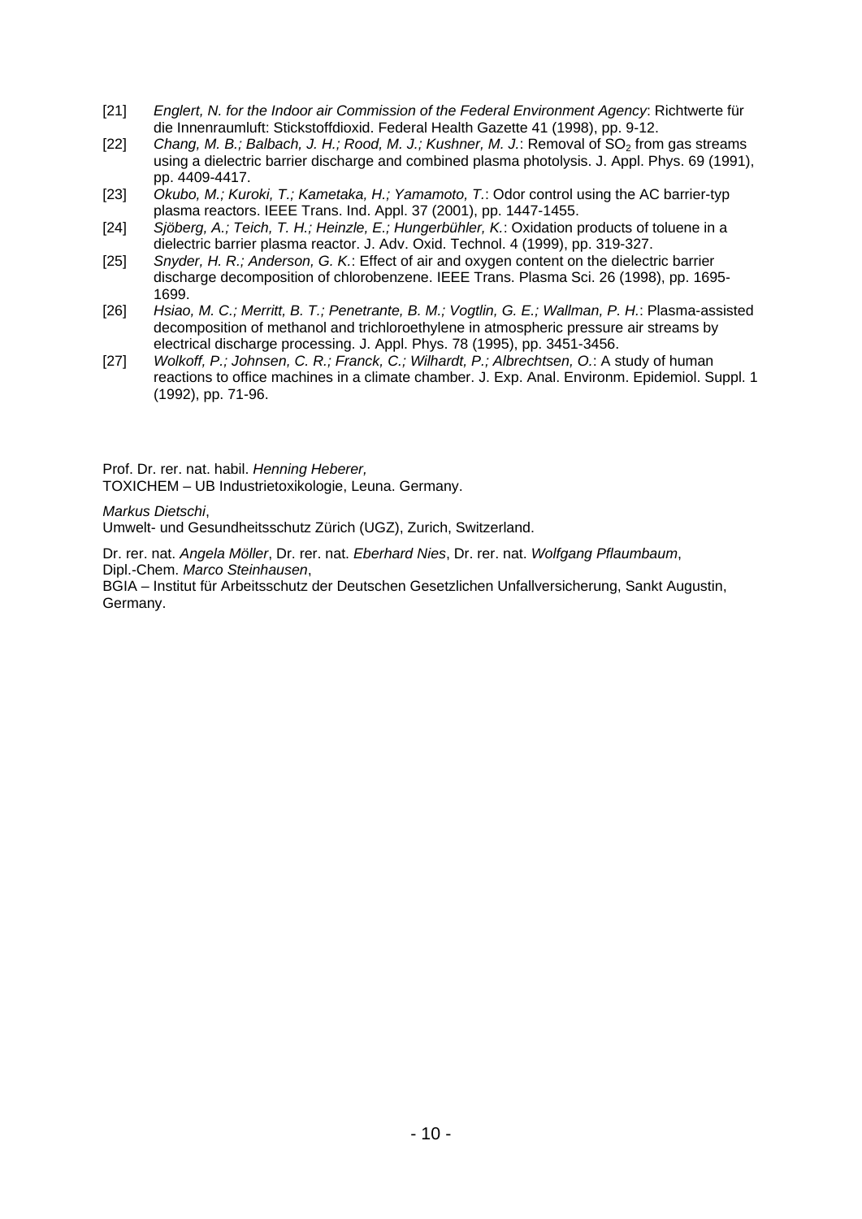[21] *Englert, N. for the Indoor air Commission of the Federal Environment Agency*: Richtwerte für die Innenraumluft: Stickstoffdioxid. Federal Health Gazette 41 (1998), pp. 9-12.

[22] *Chang, M. B.; Balbach, J. H.; Rood, M. J.; Kushner, M. J.*: Removal of $SO_2$ from gas streams using a dielectric barrier discharge and combined plasma photolysis. J. Appl. Phys. 69 (1991), pp. 4409-4417.

[23] *Okubo, M.; Kuroki, T.; Kametaka, H.; Yamamoto, T.*: Odor control using the AC barrier-typ plasma reactors. IEEE Trans. Ind. Appl. 37 (2001), pp. 1447-1455.

[24] *Sjöberg, A.; Teich, T. H.; Heinzle, E.; Hungerbühler, K.*: Oxidation products of toluene in a dielectric barrier plasma reactor. J. Adv. Oxid. Technol. 4 (1999), pp. 319-327.

[25] *Snyder, H. R.; Anderson, G. K.*: Effect of air and oxygen content on the dielectric barrier discharge decomposition of chlorobenzene. IEEE Trans. Plasma Sci. 26 (1998), pp. 1695-1699.

[26] *Hsiao, M. C.; Merritt, B. T.; Penetrante, B. M.; Vogtlin, G. E.; Wallman, P. H.*: Plasma-assisted decomposition of methanol and trichloroethylene in atmospheric pressure air streams by electrical discharge processing. J. Appl. Phys. 78 (1995), pp. 3451-3456.

[27] *Wolkoff, P.; Johnsen, C. R.; Franck, C.; Wilhardt, P.; Albrechtsen, O.*: A study of human reactions to office machines in a climate chamber. J. Exp. Anal. Environm. Epidemiol. Suppl. 1 (1992), pp. 71-96.

Prof. Dr. rer. nat. habil. *Henning Heberer,*
TOXICHEM – UB Industrietoxikologie, Leuna. Germany.

*Markus Dietschi*,
Umwelt- und Gesundheitsschutz Zürich (UGZ), Zurich, Switzerland.

Dr. rer. nat. *Angela Möller*, Dr. rer. nat. *Eberhard Nies*, Dr. rer. nat. *Wolfgang Pflaumbaum*, Dipl.-Chem. *Marco Steinhausen*,
BGIA – Institut für Arbeitsschutz der Deutschen Gesetzlichen Unfallversicherung, Sankt Augustin, Germany.